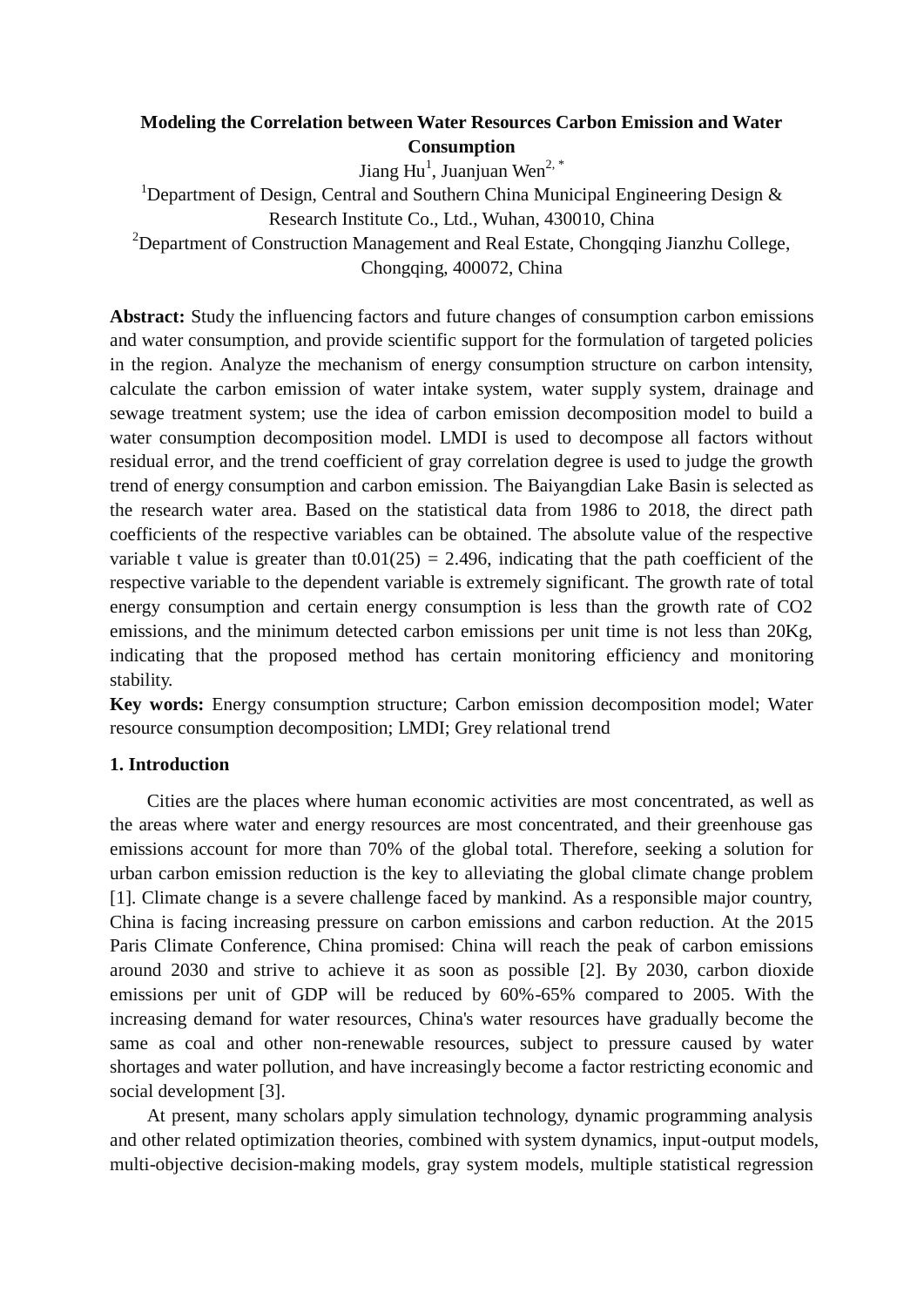# Modeling the Correlation between Water Resources Carbon Emission and Water Consumption

Jiang Hu[1], Juanjuan Wen[2,*]

[1]Department of Design, Central and Southern China Municipal Engineering Design & Research Institute Co., Ltd., Wuhan, 430010, China

[2]Department of Construction Management and Real Estate, Chongqing Jianzhu College, Chongqing, 400072, China

**Abstract:** Study the influencing factors and future changes of consumption carbon emissions and water consumption, and provide scientific support for the formulation of targeted policies in the region. Analyze the mechanism of energy consumption structure on carbon intensity, calculate the carbon emission of water intake system, water supply system, drainage and sewage treatment system; use the idea of carbon emission decomposition model to build a water consumption decomposition model. LMDI is used to decompose all factors without residual error, and the trend coefficient of gray correlation degree is used to judge the growth trend of energy consumption and carbon emission. The Baiyangdian Lake Basin is selected as the research water area. Based on the statistical data from 1986 to 2018, the direct path coefficients of the respective variables can be obtained. The absolute value of the respective variable t value is greater than $t_{0.01}(25) = 2.496$, indicating that the path coefficient of the respective variable to the dependent variable is extremely significant. The growth rate of total energy consumption and certain energy consumption is less than the growth rate of $CO_2$ emissions, and the minimum detected carbon emissions per unit time is not less than 20Kg, indicating that the proposed method has certain monitoring efficiency and monitoring stability.

**Key words:** Energy consumption structure; Carbon emission decomposition model; Water resource consumption decomposition; LMDI; Grey relational trend

## 1. Introduction

Cities are the places where human economic activities are most concentrated, as well as the areas where water and energy resources are most concentrated, and their greenhouse gas emissions account for more than 70% of the global total. Therefore, seeking a solution for urban carbon emission reduction is the key to alleviating the global climate change problem [1]. Climate change is a severe challenge faced by mankind. As a responsible major country, China is facing increasing pressure on carbon emissions and carbon reduction. At the 2015 Paris Climate Conference, China promised: China will reach the peak of carbon emissions around 2030 and strive to achieve it as soon as possible [2]. By 2030, carbon dioxide emissions per unit of GDP will be reduced by 60%-65% compared to 2005. With the increasing demand for water resources, China's water resources have gradually become the same as coal and other non-renewable resources, subject to pressure caused by water shortages and water pollution, and have increasingly become a factor restricting economic and social development [3].

At present, many scholars apply simulation technology, dynamic programming analysis and other related optimization theories, combined with system dynamics, input-output models, multi-objective decision-making models, gray system models, multiple statistical regression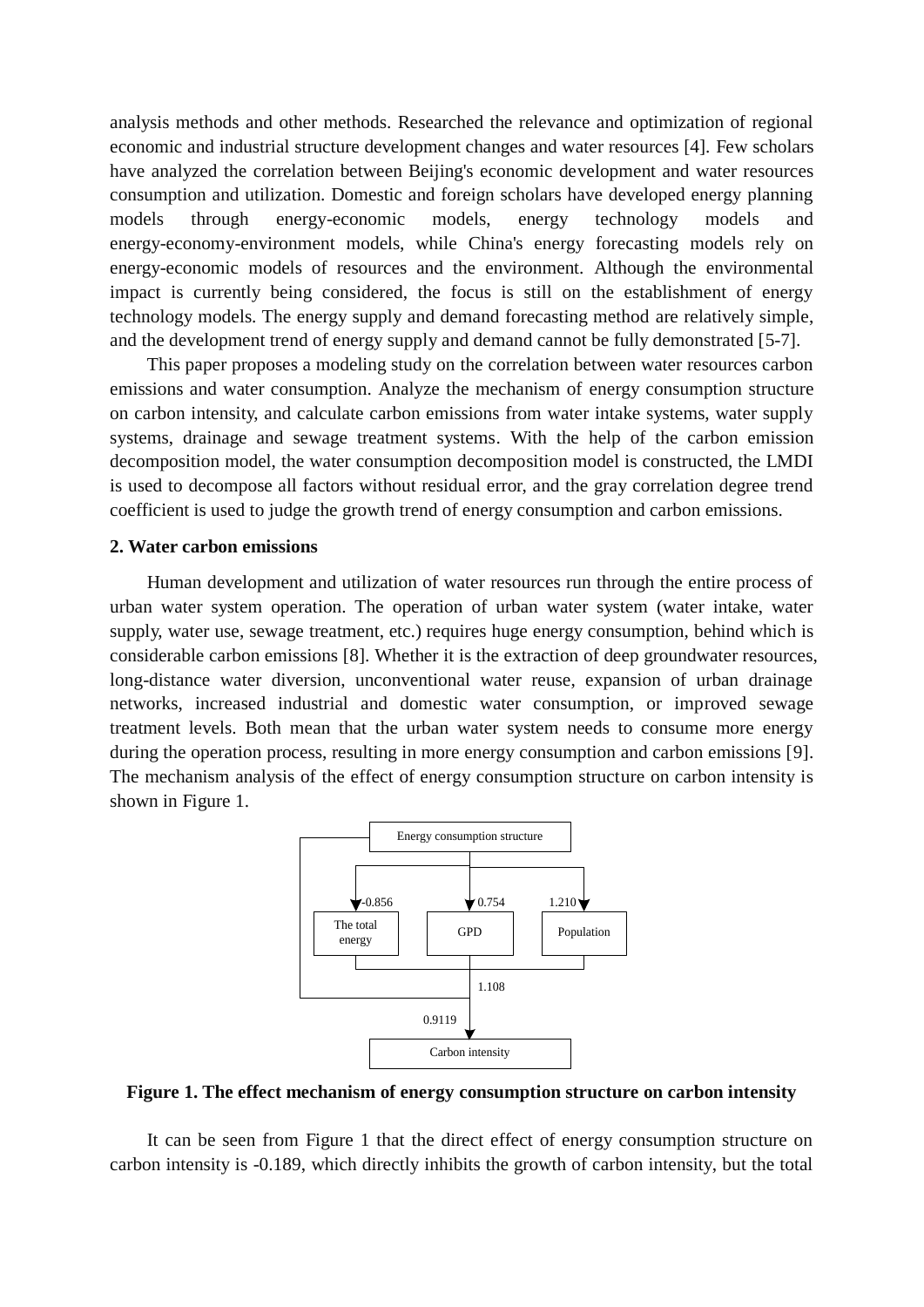analysis methods and other methods. Researched the relevance and optimization of regional economic and industrial structure development changes and water resources [4]. Few scholars have analyzed the correlation between Beijing's economic development and water resources consumption and utilization. Domestic and foreign scholars have developed energy planning models through energy-economic models, energy technology models and energy-economy-environment models, while China's energy forecasting models rely on energy-economic models of resources and the environment. Although the environmental impact is currently being considered, the focus is still on the establishment of energy technology models. The energy supply and demand forecasting method are relatively simple, and the development trend of energy supply and demand cannot be fully demonstrated [5-7].

This paper proposes a modeling study on the correlation between water resources carbon emissions and water consumption. Analyze the mechanism of energy consumption structure on carbon intensity, and calculate carbon emissions from water intake systems, water supply systems, drainage and sewage treatment systems. With the help of the carbon emission decomposition model, the water consumption decomposition model is constructed, the LMDI is used to decompose all factors without residual error, and the gray correlation degree trend coefficient is used to judge the growth trend of energy consumption and carbon emissions.

## 2. Water carbon emissions

Human development and utilization of water resources run through the entire process of urban water system operation. The operation of urban water system (water intake, water supply, water use, sewage treatment, etc.) requires huge energy consumption, behind which is considerable carbon emissions [8]. Whether it is the extraction of deep groundwater resources, long-distance water diversion, unconventional water reuse, expansion of urban drainage networks, increased industrial and domestic water consumption, or improved sewage treatment levels. Both mean that the urban water system needs to consume more energy during the operation process, resulting in more energy consumption and carbon emissions [9]. The mechanism analysis of the effect of energy consumption structure on carbon intensity is shown in Figure 1.

Energy consumption structure

-0.856

0.754

1.210

The total energy

GPD

Population

1.108

0.9119

Carbon intensity

**Figure 1. The effect mechanism of energy consumption structure on carbon intensity**

It can be seen from Figure 1 that the direct effect of energy consumption structure on carbon intensity is -0.189, which directly inhibits the growth of carbon intensity, but the total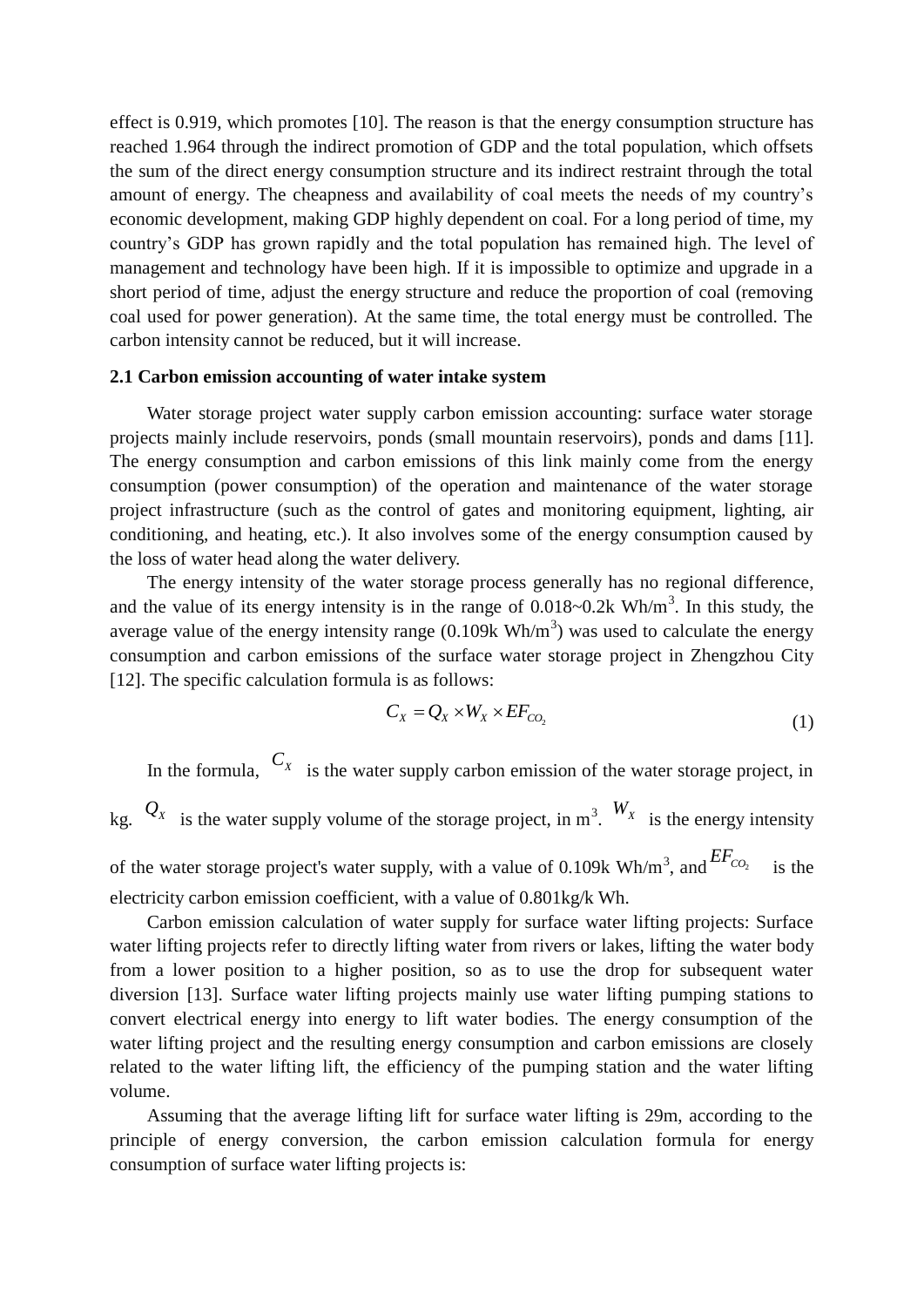effect is 0.919, which promotes [10]. The reason is that the energy consumption structure has reached 1.964 through the indirect promotion of GDP and the total population, which offsets the sum of the direct energy consumption structure and its indirect restraint through the total amount of energy. The cheapness and availability of coal meets the needs of my country's economic development, making GDP highly dependent on coal. For a long period of time, my country's GDP has grown rapidly and the total population has remained high. The level of management and technology have been high. If it is impossible to optimize and upgrade in a short period of time, adjust the energy structure and reduce the proportion of coal (removing coal used for power generation). At the same time, the total energy must be controlled. The carbon intensity cannot be reduced, but it will increase.

### 2.1 Carbon emission accounting of water intake system

Water storage project water supply carbon emission accounting: surface water storage projects mainly include reservoirs, ponds (small mountain reservoirs), ponds and dams [11]. The energy consumption and carbon emissions of this link mainly come from the energy consumption (power consumption) of the operation and maintenance of the water storage project infrastructure (such as the control of gates and monitoring equipment, lighting, air conditioning, and heating, etc.). It also involves some of the energy consumption caused by the loss of water head along the water delivery.

The energy intensity of the water storage process generally has no regional difference, and the value of its energy intensity is in the range of 0.018~0.2k Wh/m$^3$. In this study, the average value of the energy intensity range (0.109k Wh/m$^3$) was used to calculate the energy consumption and carbon emissions of the surface water storage project in Zhengzhou City [12]. The specific calculation formula is as follows:

$$C_X = Q_X \times W_X \times EF_{CO_2} \tag{1}$$

In the formula, $C_X$ is the water supply carbon emission of the water storage project, in kg. $Q_X$ is the water supply volume of the storage project, in m$^3$. $W_X$ is the energy intensity of the water storage project's water supply, with a value of 0.109k Wh/m$^3$, and $EF_{CO_2}$ is the electricity carbon emission coefficient, with a value of 0.801kg/k Wh.

Carbon emission calculation of water supply for surface water lifting projects: Surface water lifting projects refer to directly lifting water from rivers or lakes, lifting the water body from a lower position to a higher position, so as to use the drop for subsequent water diversion [13]. Surface water lifting projects mainly use water lifting pumping stations to convert electrical energy into energy to lift water bodies. The energy consumption of the water lifting project and the resulting energy consumption and carbon emissions are closely related to the water lifting lift, the efficiency of the pumping station and the water lifting volume.

Assuming that the average lifting lift for surface water lifting is 29m, according to the principle of energy conversion, the carbon emission calculation formula for energy consumption of surface water lifting projects is: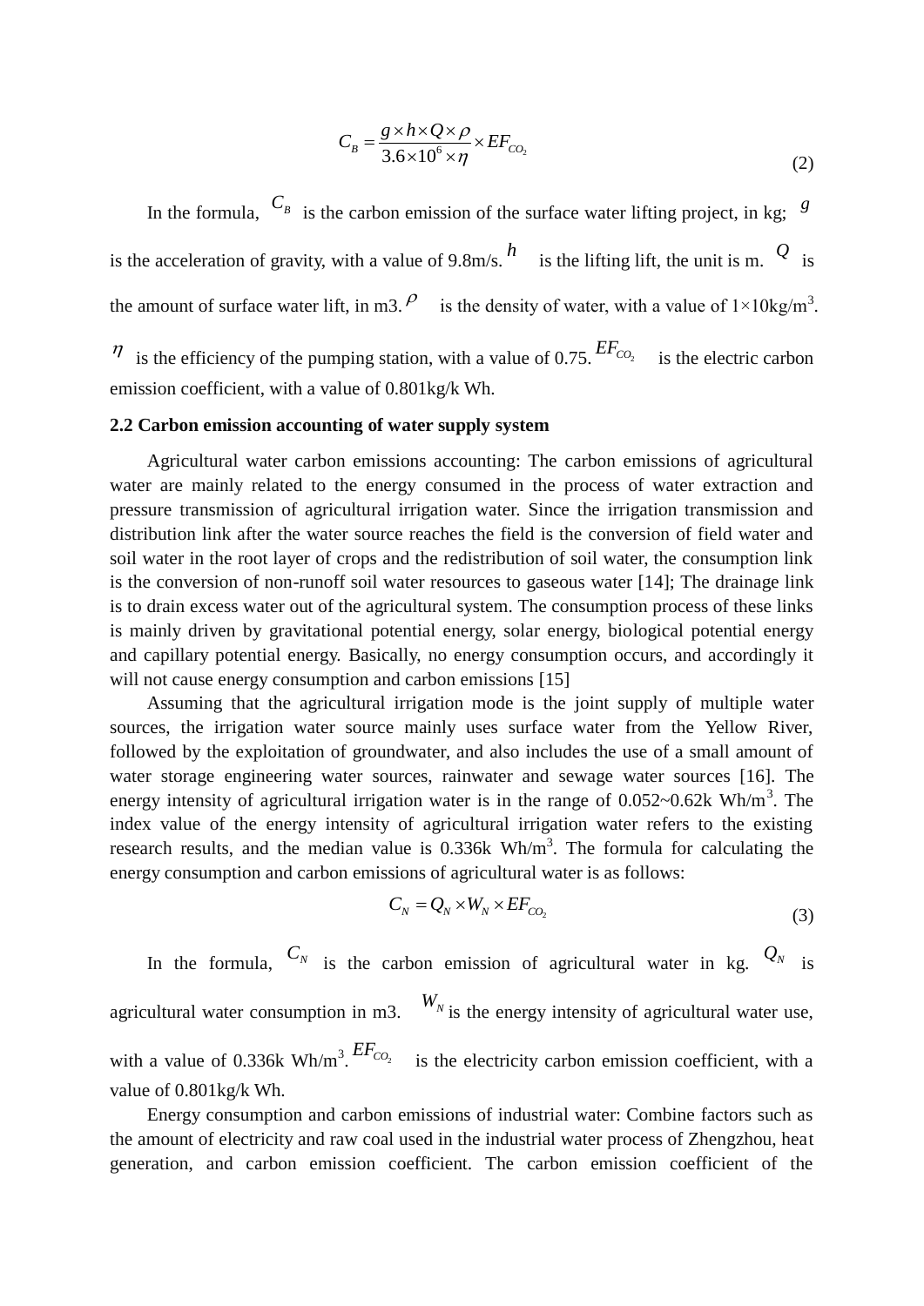$$C_B = \frac{g \times h \times Q \times \rho}{3.6 \times 10^6 \times \eta} \times EF_{CO_2} \tag{2}$$

In the formula, $C_B$ is the carbon emission of the surface water lifting project, in kg; $g$ is the acceleration of gravity, with a value of 9.8m/s. $h$ is the lifting lift, the unit is m. $Q$ is the amount of surface water lift, in m3. $\rho$ is the density of water, with a value of $1\times10$kg/m$^3$. $\eta$ is the efficiency of the pumping station, with a value of 0.75. $EF_{CO_2}$ is the electric carbon emission coefficient, with a value of 0.801kg/k Wh.

**2.2 Carbon emission accounting of water supply system**

Agricultural water carbon emissions accounting: The carbon emissions of agricultural water are mainly related to the energy consumed in the process of water extraction and pressure transmission of agricultural irrigation water. Since the irrigation transmission and distribution link after the water source reaches the field is the conversion of field water and soil water in the root layer of crops and the redistribution of soil water, the consumption link is the conversion of non-runoff soil water resources to gaseous water [14]; The drainage link is to drain excess water out of the agricultural system. The consumption process of these links is mainly driven by gravitational potential energy, solar energy, biological potential energy and capillary potential energy. Basically, no energy consumption occurs, and accordingly it will not cause energy consumption and carbon emissions [15]

Assuming that the agricultural irrigation mode is the joint supply of multiple water sources, the irrigation water source mainly uses surface water from the Yellow River, followed by the exploitation of groundwater, and also includes the use of a small amount of water storage engineering water sources, rainwater and sewage water sources [16]. The energy intensity of agricultural irrigation water is in the range of 0.052~0.62k Wh/m$^3$. The index value of the energy intensity of agricultural irrigation water refers to the existing research results, and the median value is 0.336k Wh/m$^3$. The formula for calculating the energy consumption and carbon emissions of agricultural water is as follows:

$$C_N = Q_N \times W_N \times EF_{CO_2} \tag{3}$$

In the formula, $C_N$ is the carbon emission of agricultural water in kg. $Q_N$ is agricultural water consumption in m3. $W_N$ is the energy intensity of agricultural water use, with a value of 0.336k Wh/m$^3$. $EF_{CO_2}$ is the electricity carbon emission coefficient, with a value of 0.801kg/k Wh.

Energy consumption and carbon emissions of industrial water: Combine factors such as the amount of electricity and raw coal used in the industrial water process of Zhengzhou, heat generation, and carbon emission coefficient. The carbon emission coefficient of the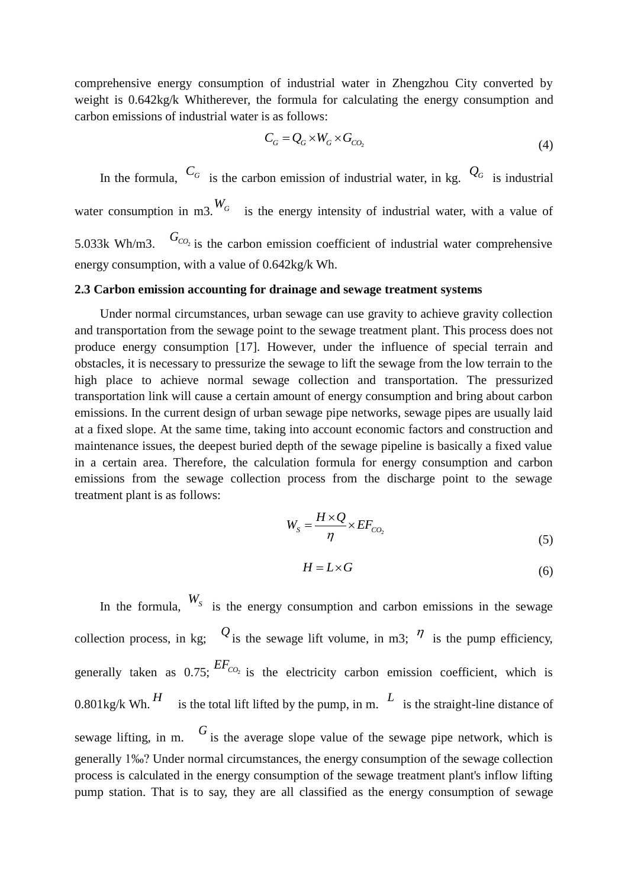comprehensive energy consumption of industrial water in Zhengzhou City converted by weight is 0.642kg/k Whitherever, the formula for calculating the energy consumption and carbon emissions of industrial water is as follows:

$$C_G = Q_G \times W_G \times G_{CO_2} \tag{4}$$

In the formula, $C_G$ is the carbon emission of industrial water, in kg. $Q_G$ is industrial water consumption in m3. $W_G$ is the energy intensity of industrial water, with a value of 5.033k Wh/m3. $G_{CO_2}$ is the carbon emission coefficient of industrial water comprehensive energy consumption, with a value of 0.642kg/k Wh.

**2.3 Carbon emission accounting for drainage and sewage treatment systems**

Under normal circumstances, urban sewage can use gravity to achieve gravity collection and transportation from the sewage point to the sewage treatment plant. This process does not produce energy consumption [17]. However, under the influence of special terrain and obstacles, it is necessary to pressurize the sewage to lift the sewage from the low terrain to the high place to achieve normal sewage collection and transportation. The pressurized transportation link will cause a certain amount of energy consumption and bring about carbon emissions. In the current design of urban sewage pipe networks, sewage pipes are usually laid at a fixed slope. At the same time, taking into account economic factors and construction and maintenance issues, the deepest buried depth of the sewage pipeline is basically a fixed value in a certain area. Therefore, the calculation formula for energy consumption and carbon emissions from the sewage collection process from the discharge point to the sewage treatment plant is as follows:

$$W_S = \frac{H \times Q}{\eta} \times EF_{CO_2} \tag{5}$$

$$H = L \times G \tag{6}$$

In the formula, $W_S$ is the energy consumption and carbon emissions in the sewage collection process, in kg; $Q$ is the sewage lift volume, in m3; $\eta$ is the pump efficiency, generally taken as 0.75; $EF_{CO_2}$ is the electricity carbon emission coefficient, which is 0.801kg/k Wh. $H$ is the total lift lifted by the pump, in m. $L$ is the straight-line distance of sewage lifting, in m. $G$ is the average slope value of the sewage pipe network, which is generally 1‰? Under normal circumstances, the energy consumption of the sewage collection process is calculated in the energy consumption of the sewage treatment plant's inflow lifting pump station. That is to say, they are all classified as the energy consumption of sewage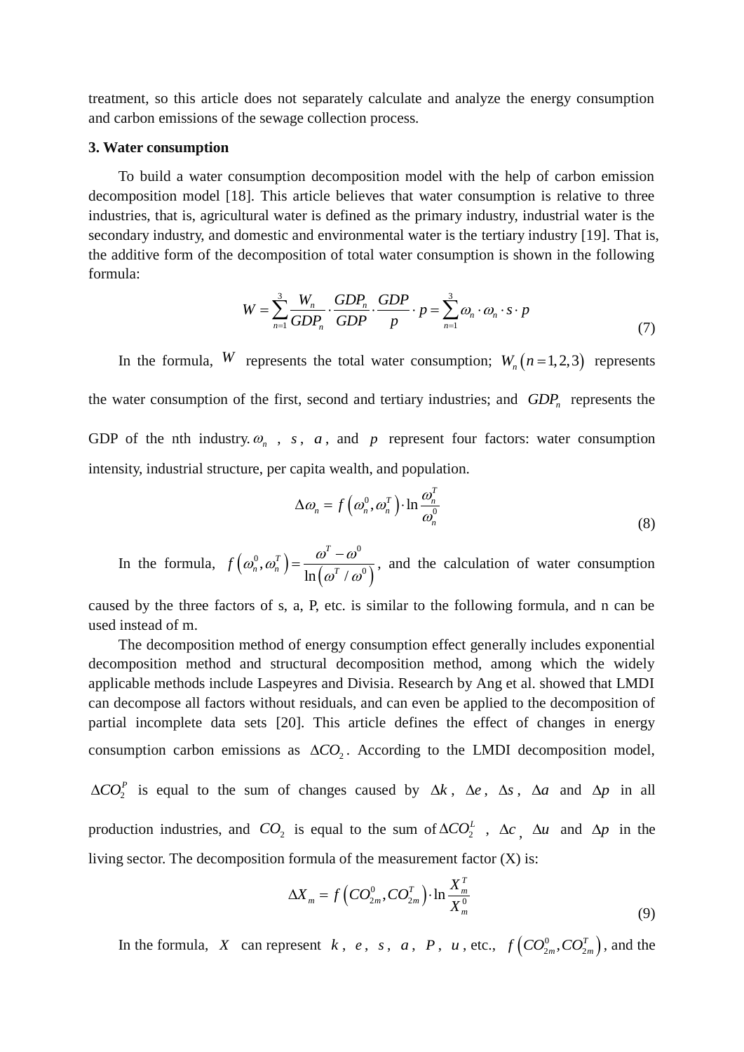treatment, so this article does not separately calculate and analyze the energy consumption and carbon emissions of the sewage collection process.

### 3. Water consumption

To build a water consumption decomposition model with the help of carbon emission decomposition model [18]. This article believes that water consumption is relative to three industries, that is, agricultural water is defined as the primary industry, industrial water is the secondary industry, and domestic and environmental water is the tertiary industry [19]. That is, the additive form of the decomposition of total water consumption is shown in the following formula:

$$W = \sum_{n=1}^{3} \frac{W_n}{GDP_n} \cdot \frac{GDP_n}{GDP} \cdot \frac{GDP}{p} \cdot p = \sum_{n=1}^{3} \omega_n \cdot \omega_n \cdot s \cdot p \tag{7}$$

In the formula, $W$ represents the total water consumption; $W_n\left(n=1,2,3\right)$ represents the water consumption of the first, second and tertiary industries; and $GDP_n$ represents the GDP of the nth industry. $\omega_n$ , $s$, $a$, and $p$ represent four factors: water consumption intensity, industrial structure, per capita wealth, and population.

$$\Delta\omega_n = f\left(\omega_n^0, \omega_n^T\right) \cdot \ln \frac{\omega_n^T}{\omega_n^0} \tag{8}$$

In the formula, $f\left(\omega_n^0, \omega_n^T\right) = \frac{\omega^T - \omega^0}{\ln\left(\omega^T / \omega^0\right)}$, and the calculation of water consumption caused by the three factors of s, a, P, etc. is similar to the following formula, and n can be used instead of m.

The decomposition method of energy consumption effect generally includes exponential decomposition method and structural decomposition method, among which the widely applicable methods include Laspeyres and Divisia. Research by Ang et al. showed that LMDI can decompose all factors without residuals, and can even be applied to the decomposition of partial incomplete data sets [20]. This article defines the effect of changes in energy consumption carbon emissions as $\Delta CO_2$. According to the LMDI decomposition model, $\Delta CO_2^P$ is equal to the sum of changes caused by $\Delta k$, $\Delta e$, $\Delta s$, $\Delta a$ and $\Delta p$ in all production industries, and $CO_2$ is equal to the sum of $\Delta CO_2^L$ , $\Delta c$, $\Delta u$ and $\Delta p$ in the living sector. The decomposition formula of the measurement factor (X) is:

$$\Delta X_m = f\left(CO_{2m}^0, CO_{2m}^T\right) \cdot \ln \frac{X_m^T}{X_m^0} \tag{9}$$

In the formula, $X$ can represent $k$, $e$, $s$, $a$, $P$, $u$, etc., $f\left(CO_{2m}^0, CO_{2m}^T\right)$, and the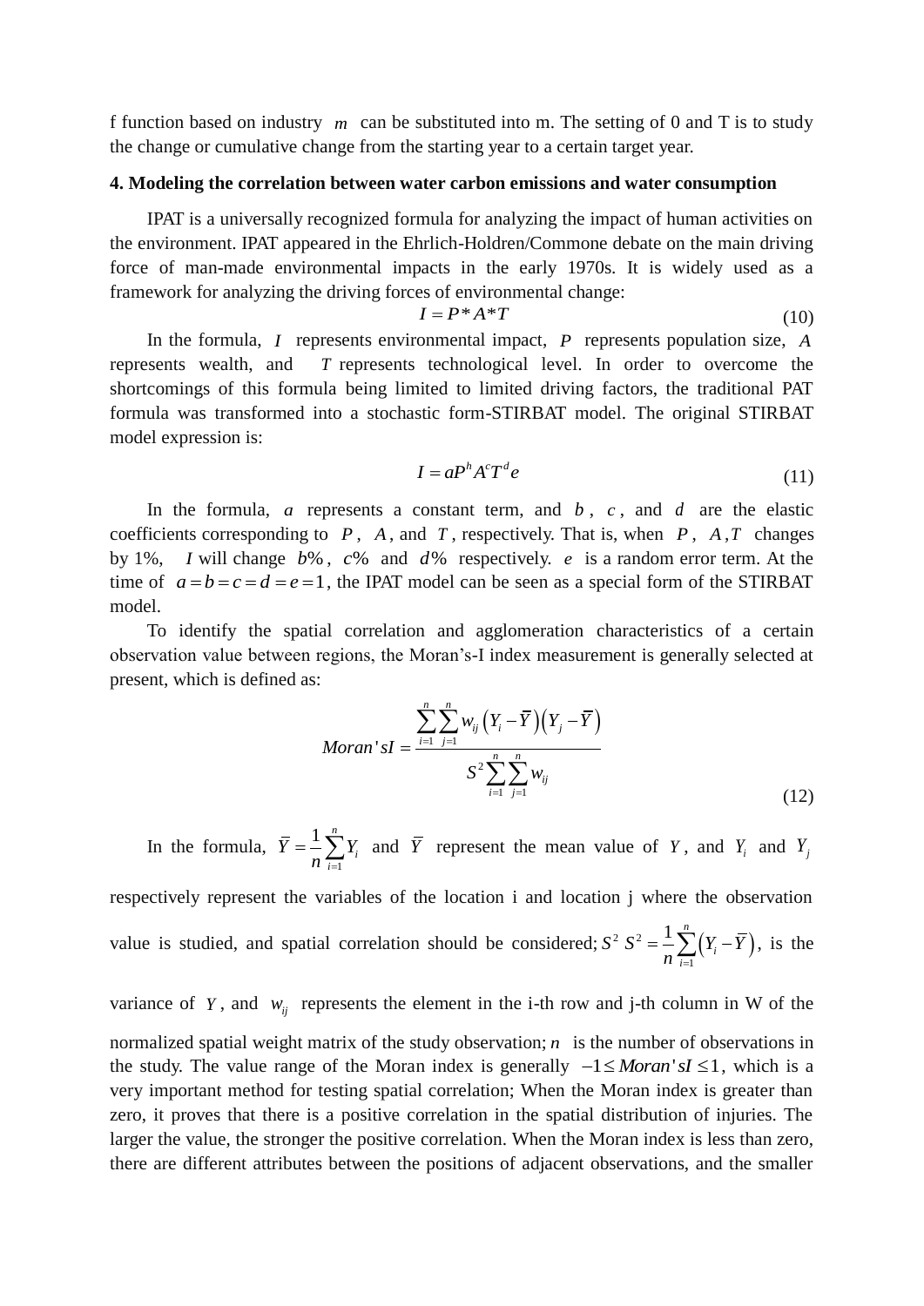f function based on industry $m$ can be substituted into m. The setting of 0 and T is to study the change or cumulative change from the starting year to a certain target year.

## 4. Modeling the correlation between water carbon emissions and water consumption

IPAT is a universally recognized formula for analyzing the impact of human activities on the environment. IPAT appeared in the Ehrlich-Holdren/Commone debate on the main driving force of man-made environmental impacts in the early 1970s. It is widely used as a framework for analyzing the driving forces of environmental change:

$$I = P * A * T \tag{10}$$

In the formula, $I$ represents environmental impact, $P$ represents population size, $A$ represents wealth, and $T$ represents technological level. In order to overcome the shortcomings of this formula being limited to limited driving factors, the traditional PAT formula was transformed into a stochastic form-STIRBAT model. The original STIRBAT model expression is:

$$I = aP^h A^c T^d e \tag{11}$$

In the formula, $a$ represents a constant term, and $b$, $c$, and $d$ are the elastic coefficients corresponding to $P$, $A$, and $T$, respectively. That is, when $P$, $A$, $T$ changes by 1%, $I$ will change $b\%$, $c\%$ and $d\%$ respectively. $e$ is a random error term. At the time of $a = b = c = d = e = 1$, the IPAT model can be seen as a special form of the STIRBAT model.

To identify the spatial correlation and agglomeration characteristics of a certain observation value between regions, the Moran's-I index measurement is generally selected at present, which is defined as:

$$Moran'sI = \frac{\sum_{i=1}^{n}\sum_{j=1}^{n} w_{ij}\left(Y_i - \overline{Y}\right)\left(Y_j - \overline{Y}\right)}{S^2 \sum_{i=1}^{n}\sum_{j=1}^{n} w_{ij}} \tag{12}$$

In the formula, $\overline{Y} = \frac{1}{n}\sum_{i=1}^{n} Y_i$ and $\overline{Y}$ represent the mean value of $Y$, and $Y_i$ and $Y_j$ respectively represent the variables of the location i and location j where the observation value is studied, and spatial correlation should be considered; $S^2$ $S^2 = \frac{1}{n}\sum_{i=1}^{n}\left(Y_i - \overline{Y}\right)$, is the variance of $Y$, and $w_{ij}$ represents the element in the i-th row and j-th column in W of the normalized spatial weight matrix of the study observation; $n$ is the number of observations in the study. The value range of the Moran index is generally $-1 \le Moran'sI \le 1$, which is a very important method for testing spatial correlation; When the Moran index is greater than zero, it proves that there is a positive correlation in the spatial distribution of injuries. The larger the value, the stronger the positive correlation. When the Moran index is less than zero, there are different attributes between the positions of adjacent observations, and the smaller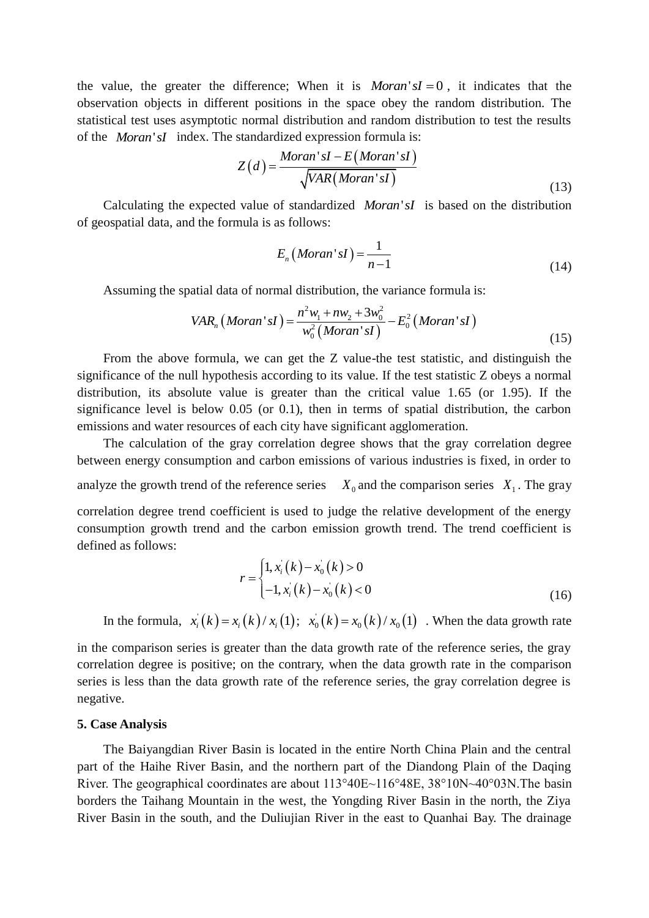the value, the greater the difference; When it is $Moran'sI = 0$, it indicates that the observation objects in different positions in the space obey the random distribution. The statistical test uses asymptotic normal distribution and random distribution to test the results of the $Moran'sI$ index. The standardized expression formula is:

$$Z(d) = \frac{Moran'sI - E(Moran'sI)}{\sqrt{VAR(Moran'sI)}} \tag{13}$$

Calculating the expected value of standardized $Moran'sI$ is based on the distribution of geospatial data, and the formula is as follows:

$$E_n(Moran'sI) = \frac{1}{n-1} \tag{14}$$

Assuming the spatial data of normal distribution, the variance formula is:

$$VAR_n(Moran'sI) = \frac{n^2 w_1 + n w_2 + 3w_0^2}{w_0^2(Moran'sI)} - E_0^2(Moran'sI) \tag{15}$$

From the above formula, we can get the Z value-the test statistic, and distinguish the significance of the null hypothesis according to its value. If the test statistic Z obeys a normal distribution, its absolute value is greater than the critical value 1.65 (or 1.95). If the significance level is below 0.05 (or 0.1), then in terms of spatial distribution, the carbon emissions and water resources of each city have significant agglomeration.

The calculation of the gray correlation degree shows that the gray correlation degree between energy consumption and carbon emissions of various industries is fixed, in order to analyze the growth trend of the reference series $X_0$ and the comparison series $X_1$. The gray correlation degree trend coefficient is used to judge the relative development of the energy consumption growth trend and the carbon emission growth trend. The trend coefficient is defined as follows:

$$r = \begin{cases} 1, x_i'(k) - x_0'(k) > 0 \\ -1, x_i'(k) - x_0'(k) < 0 \end{cases} \tag{16}$$

In the formula, $x_i'(k) = x_i(k)/x_i(1)$; $x_0'(k) = x_0(k)/x_0(1)$. When the data growth rate in the comparison series is greater than the data growth rate of the reference series, the gray correlation degree is positive; on the contrary, when the data growth rate in the comparison series is less than the data growth rate of the reference series, the gray correlation degree is negative.

## 5. Case Analysis

The Baiyangdian River Basin is located in the entire North China Plain and the central part of the Haihe River Basin, and the northern part of the Diandong Plain of the Daqing River. The geographical coordinates are about 113°40E~116°48E, 38°10N~40°03N.The basin borders the Taihang Mountain in the west, the Yongding River Basin in the north, the Ziya River Basin in the south, and the Duliujian River in the east to Quanhai Bay. The drainage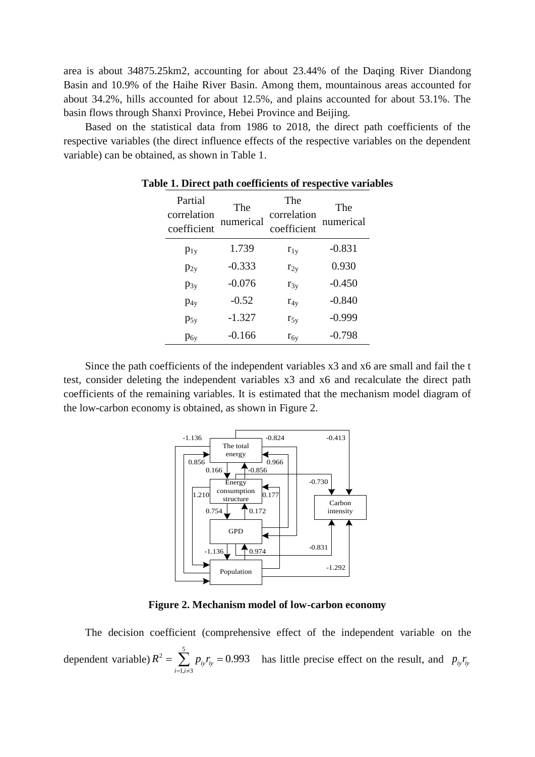area is about 34875.25km2, accounting for about 23.44% of the Daqing River Diandong Basin and 10.9% of the Haihe River Basin. Among them, mountainous areas accounted for about 34.2%, hills accounted for about 12.5%, and plains accounted for about 53.1%. The basin flows through Shanxi Province, Hebei Province and Beijing.

Based on the statistical data from 1986 to 2018, the direct path coefficients of the respective variables (the direct influence effects of the respective variables on the dependent variable) can be obtained, as shown in Table 1.

**Table 1. Direct path coefficients of respective variables**

| Partial correlation coefficient | The numerical | The correlation coefficient | The numerical |
|---|---|---|---|
| $p_{1y}$ | 1.739 | $r_{1y}$ | -0.831 |
| $p_{2y}$ | -0.333 | $r_{2y}$ | 0.930 |
| $p_{3y}$ | -0.076 | $r_{3y}$ | -0.450 |
| $p_{4y}$ | -0.52 | $r_{4y}$ | -0.840 |
| $p_{5y}$ | -1.327 | $r_{5y}$ | -0.999 |
| $p_{6y}$ | -0.166 | $r_{6y}$ | -0.798 |

Since the path coefficients of the independent variables x3 and x6 are small and fail the t test, consider deleting the independent variables x3 and x6 and recalculate the direct path coefficients of the remaining variables. It is estimated that the mechanism model diagram of the low-carbon economy is obtained, as shown in Figure 2.

The total energy
Energy consumption structure
GPD
Population
Carbon intensity
-1.136
-0.824
-0.413
0.856
0.966
0.166
-0.856
-0.730
1.210
0.177
0.754
0.172
-1.136
0.974
-0.831
-1.292

**Figure 2. Mechanism model of low-carbon economy**

The decision coefficient (comprehensive effect of the independent variable on the dependent variable) $R^2 = \sum_{i=1, i \neq 3}^{5} p_{iy} r_{iy} = 0.993$ has little precise effect on the result, and $p_{iy} r_{iy}$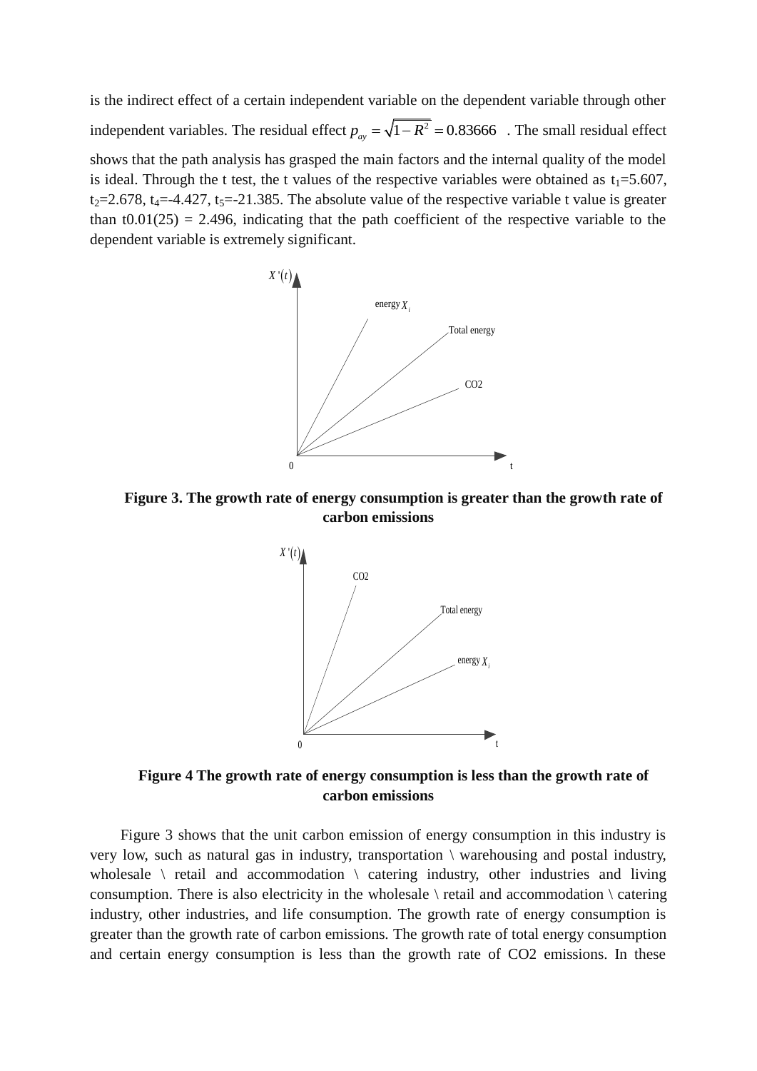is the indirect effect of a certain independent variable on the dependent variable through other independent variables. The residual effect $p_{ay} = \sqrt{1-R^2} = 0.83666$ . The small residual effect shows that the path analysis has grasped the main factors and the internal quality of the model is ideal. Through the t test, the t values of the respective variables were obtained as $t_1$=5.607, $t_2$=2.678, $t_4$=-4.427, $t_5$=-21.385. The absolute value of the respective variable t value is greater than t0.01(25) = 2.496, indicating that the path coefficient of the respective variable to the dependent variable is extremely significant.

$X'(t)$

energy $X_i$

Total energy

CO2

0

t

**Figure 3. The growth rate of energy consumption is greater than the growth rate of carbon emissions**

$X'(t)$

CO2

Total energy

energy $X_i$

0

t

**Figure 4 The growth rate of energy consumption is less than the growth rate of carbon emissions**

Figure 3 shows that the unit carbon emission of energy consumption in this industry is very low, such as natural gas in industry, transportation \ warehousing and postal industry, wholesale \ retail and accommodation \ catering industry, other industries and living consumption. There is also electricity in the wholesale \ retail and accommodation \ catering industry, other industries, and life consumption. The growth rate of energy consumption is greater than the growth rate of carbon emissions. The growth rate of total energy consumption and certain energy consumption is less than the growth rate of CO2 emissions. In these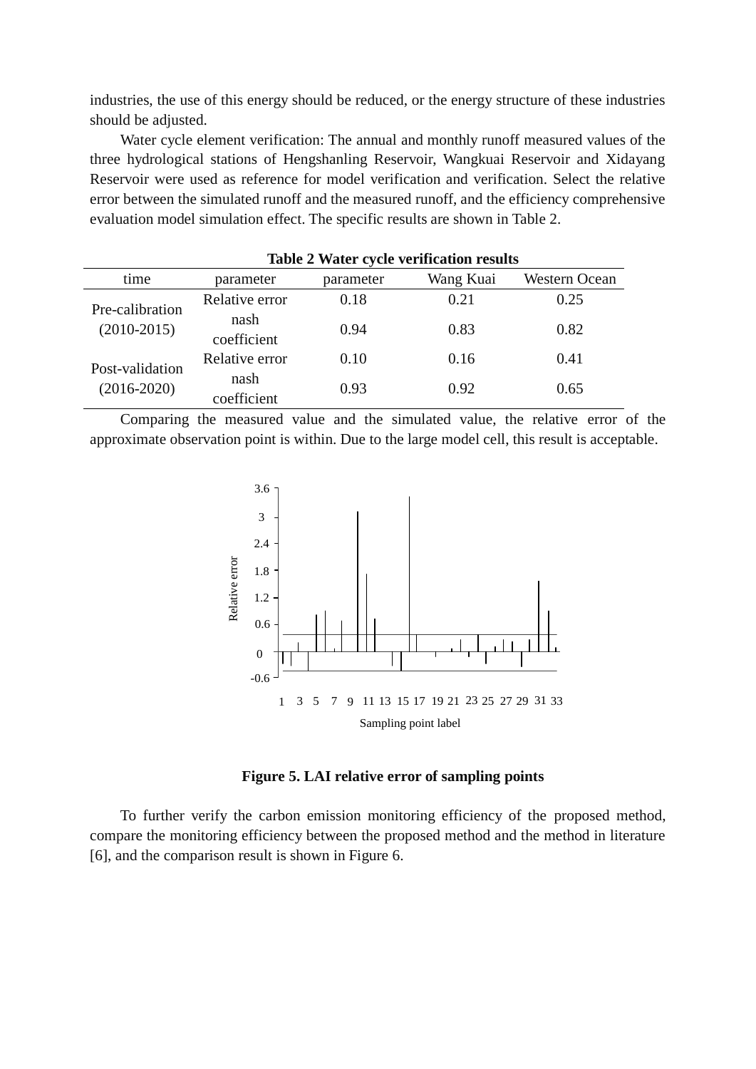industries, the use of this energy should be reduced, or the energy structure of these industries should be adjusted.

Water cycle element verification: The annual and monthly runoff measured values of the three hydrological stations of Hengshanling Reservoir, Wangkuai Reservoir and Xidayang Reservoir were used as reference for model verification and verification. Select the relative error between the simulated runoff and the measured runoff, and the efficiency comprehensive evaluation model simulation effect. The specific results are shown in Table 2.

**Table 2 Water cycle verification results**

| time | parameter | parameter | Wang Kuai | Western Ocean |
|---|---|---|---|---|
| Pre-calibration (2010-2015) | Relative error | 0.18 | 0.21 | 0.25 |
| | nash coefficient | 0.94 | 0.83 | 0.82 |
| Post-validation (2016-2020) | Relative error | 0.10 | 0.16 | 0.41 |
| | nash coefficient | 0.93 | 0.92 | 0.65 |

Comparing the measured value and the simulated value, the relative error of the approximate observation point is within. Due to the large model cell, this result is acceptable.

3.6
3
2.4
1.8
1.2
0.6
0
-0.6
Relative error
1 3 5 7 9 11 13 15 17 19 21 23 25 27 29 31 33
Sampling point label

**Figure 5. LAI relative error of sampling points**

To further verify the carbon emission monitoring efficiency of the proposed method, compare the monitoring efficiency between the proposed method and the method in literature [6], and the comparison result is shown in Figure 6.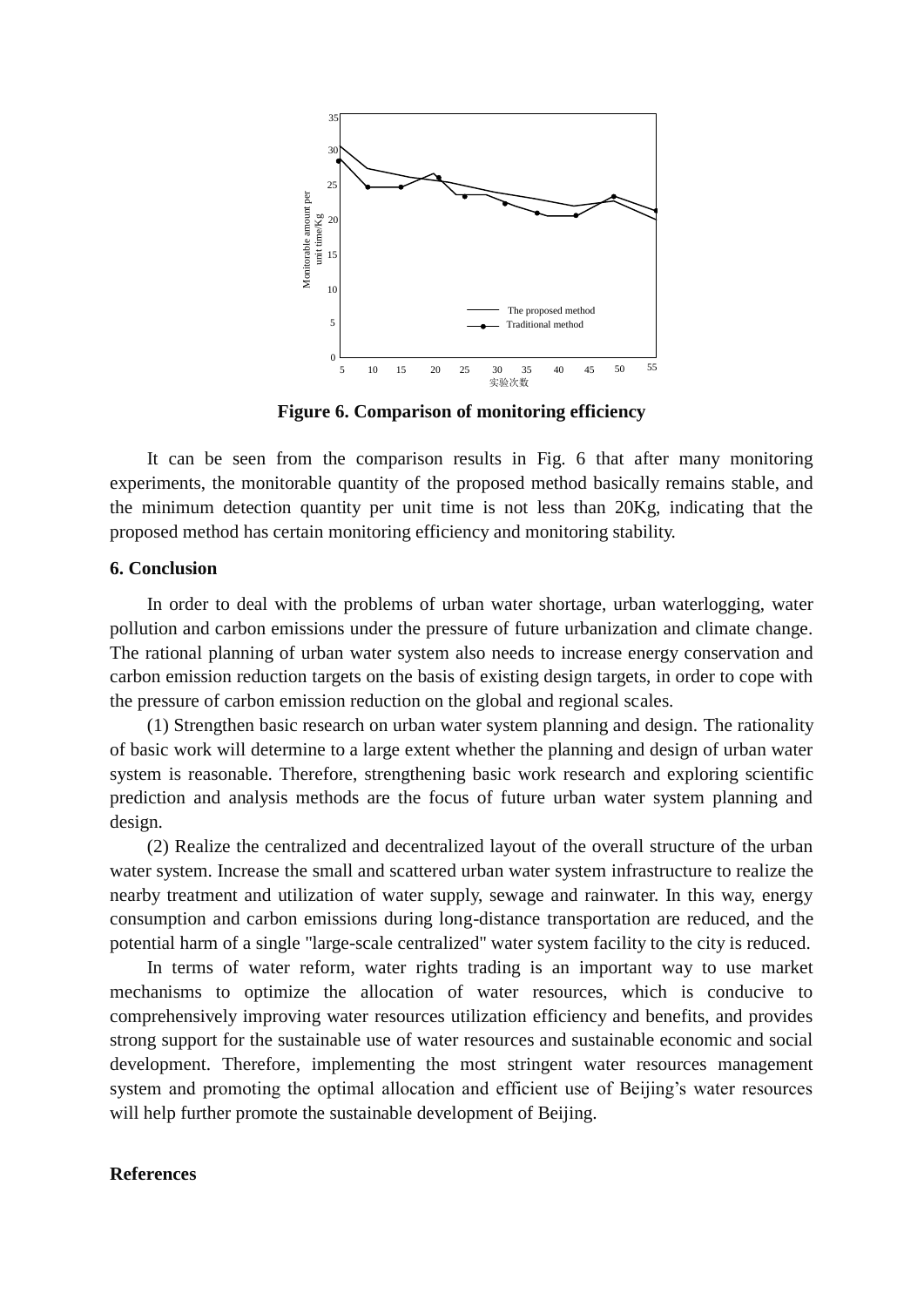35
30
25
20
15
10
5
0

Monitorable amount per unit time/Kg

5 10 15 20 25 30 35 40 45 50 55

实验次数

The proposed method
Traditional method

**Figure 6. Comparison of monitoring efficiency**

It can be seen from the comparison results in Fig. 6 that after many monitoring experiments, the monitorable quantity of the proposed method basically remains stable, and the minimum detection quantity per unit time is not less than 20Kg, indicating that the proposed method has certain monitoring efficiency and monitoring stability.

## 6. Conclusion

In order to deal with the problems of urban water shortage, urban waterlogging, water pollution and carbon emissions under the pressure of future urbanization and climate change. The rational planning of urban water system also needs to increase energy conservation and carbon emission reduction targets on the basis of existing design targets, in order to cope with the pressure of carbon emission reduction on the global and regional scales.

(1) Strengthen basic research on urban water system planning and design. The rationality of basic work will determine to a large extent whether the planning and design of urban water system is reasonable. Therefore, strengthening basic work research and exploring scientific prediction and analysis methods are the focus of future urban water system planning and design.

(2) Realize the centralized and decentralized layout of the overall structure of the urban water system. Increase the small and scattered urban water system infrastructure to realize the nearby treatment and utilization of water supply, sewage and rainwater. In this way, energy consumption and carbon emissions during long-distance transportation are reduced, and the potential harm of a single "large-scale centralized" water system facility to the city is reduced.

In terms of water reform, water rights trading is an important way to use market mechanisms to optimize the allocation of water resources, which is conducive to comprehensively improving water resources utilization efficiency and benefits, and provides strong support for the sustainable use of water resources and sustainable economic and social development. Therefore, implementing the most stringent water resources management system and promoting the optimal allocation and efficient use of Beijing's water resources will help further promote the sustainable development of Beijing.

## References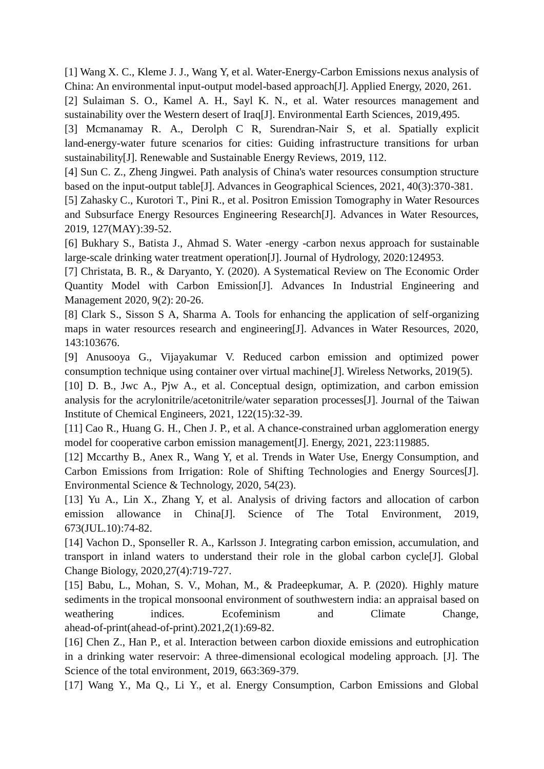[1] Wang X. C., Kleme J. J., Wang Y, et al. Water-Energy-Carbon Emissions nexus analysis of China: An environmental input-output model-based approach[J]. Applied Energy, 2020, 261.

[2] Sulaiman S. O., Kamel A. H., Sayl K. N., et al. Water resources management and sustainability over the Western desert of Iraq[J]. Environmental Earth Sciences, 2019,495.

[3] Mcmanamay R. A., Derolph C R, Surendran-Nair S, et al. Spatially explicit land-energy-water future scenarios for cities: Guiding infrastructure transitions for urban sustainability[J]. Renewable and Sustainable Energy Reviews, 2019, 112.

[4] Sun C. Z., Zheng Jingwei. Path analysis of China's water resources consumption structure based on the input-output table[J]. Advances in Geographical Sciences, 2021, 40(3):370-381.

[5] Zahasky C., Kurotori T., Pini R., et al. Positron Emission Tomography in Water Resources and Subsurface Energy Resources Engineering Research[J]. Advances in Water Resources, 2019, 127(MAY):39-52.

[6] Bukhary S., Batista J., Ahmad S. Water -energy -carbon nexus approach for sustainable large-scale drinking water treatment operation[J]. Journal of Hydrology, 2020:124953.

[7] Christata, B. R., & Daryanto, Y. (2020). A Systematical Review on The Economic Order Quantity Model with Carbon Emission[J]. Advances In Industrial Engineering and Management 2020, 9(2): 20-26.

[8] Clark S., Sisson S A, Sharma A. Tools for enhancing the application of self-organizing maps in water resources research and engineering[J]. Advances in Water Resources, 2020, 143:103676.

[9] Anusooya G., Vijayakumar V. Reduced carbon emission and optimized power consumption technique using container over virtual machine[J]. Wireless Networks, 2019(5).

[10] D. B., Jwc A., Pjw A., et al. Conceptual design, optimization, and carbon emission analysis for the acrylonitrile/acetonitrile/water separation processes[J]. Journal of the Taiwan Institute of Chemical Engineers, 2021, 122(15):32-39.

[11] Cao R., Huang G. H., Chen J. P., et al. A chance-constrained urban agglomeration energy model for cooperative carbon emission management[J]. Energy, 2021, 223:119885.

[12] Mccarthy B., Anex R., Wang Y, et al. Trends in Water Use, Energy Consumption, and Carbon Emissions from Irrigation: Role of Shifting Technologies and Energy Sources[J]. Environmental Science & Technology, 2020, 54(23).

[13] Yu A., Lin X., Zhang Y, et al. Analysis of driving factors and allocation of carbon emission allowance in China[J]. Science of The Total Environment, 2019, 673(JUL.10):74-82.

[14] Vachon D., Sponseller R. A., Karlsson J. Integrating carbon emission, accumulation, and transport in inland waters to understand their role in the global carbon cycle[J]. Global Change Biology, 2020,27(4):719-727.

[15] Babu, L., Mohan, S. V., Mohan, M., & Pradeepkumar, A. P. (2020). Highly mature sediments in the tropical monsoonal environment of southwestern india: an appraisal based on weathering indices. Ecofeminism and Climate Change, ahead-of-print(ahead-of-print).2021,2(1):69-82.

[16] Chen Z., Han P., et al. Interaction between carbon dioxide emissions and eutrophication in a drinking water reservoir: A three-dimensional ecological modeling approach. [J]. The Science of the total environment, 2019, 663:369-379.

[17] Wang Y., Ma Q., Li Y., et al. Energy Consumption, Carbon Emissions and Global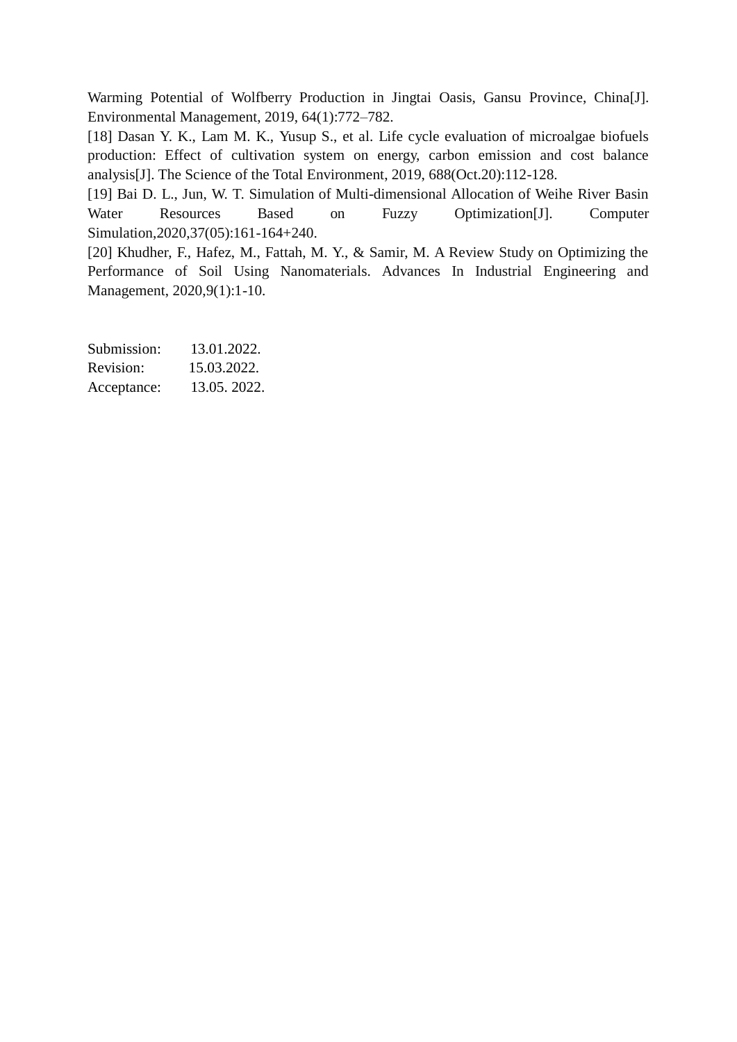Warming Potential of Wolfberry Production in Jingtai Oasis, Gansu Province, China[J]. Environmental Management, 2019, 64(1):772–782.

[18] Dasan Y. K., Lam M. K., Yusup S., et al. Life cycle evaluation of microalgae biofuels production: Effect of cultivation system on energy, carbon emission and cost balance analysis[J]. The Science of the Total Environment, 2019, 688(Oct.20):112-128.

[19] Bai D. L., Jun, W. T. Simulation of Multi-dimensional Allocation of Weihe River Basin Water Resources Based on Fuzzy Optimization[J]. Computer Simulation,2020,37(05):161-164+240.

[20] Khudher, F., Hafez, M., Fattah, M. Y., & Samir, M. A Review Study on Optimizing the Performance of Soil Using Nanomaterials. Advances In Industrial Engineering and Management, 2020,9(1):1-10.

Submission: 13.01.2022.
Revision: 15.03.2022.
Acceptance: 13.05. 2022.